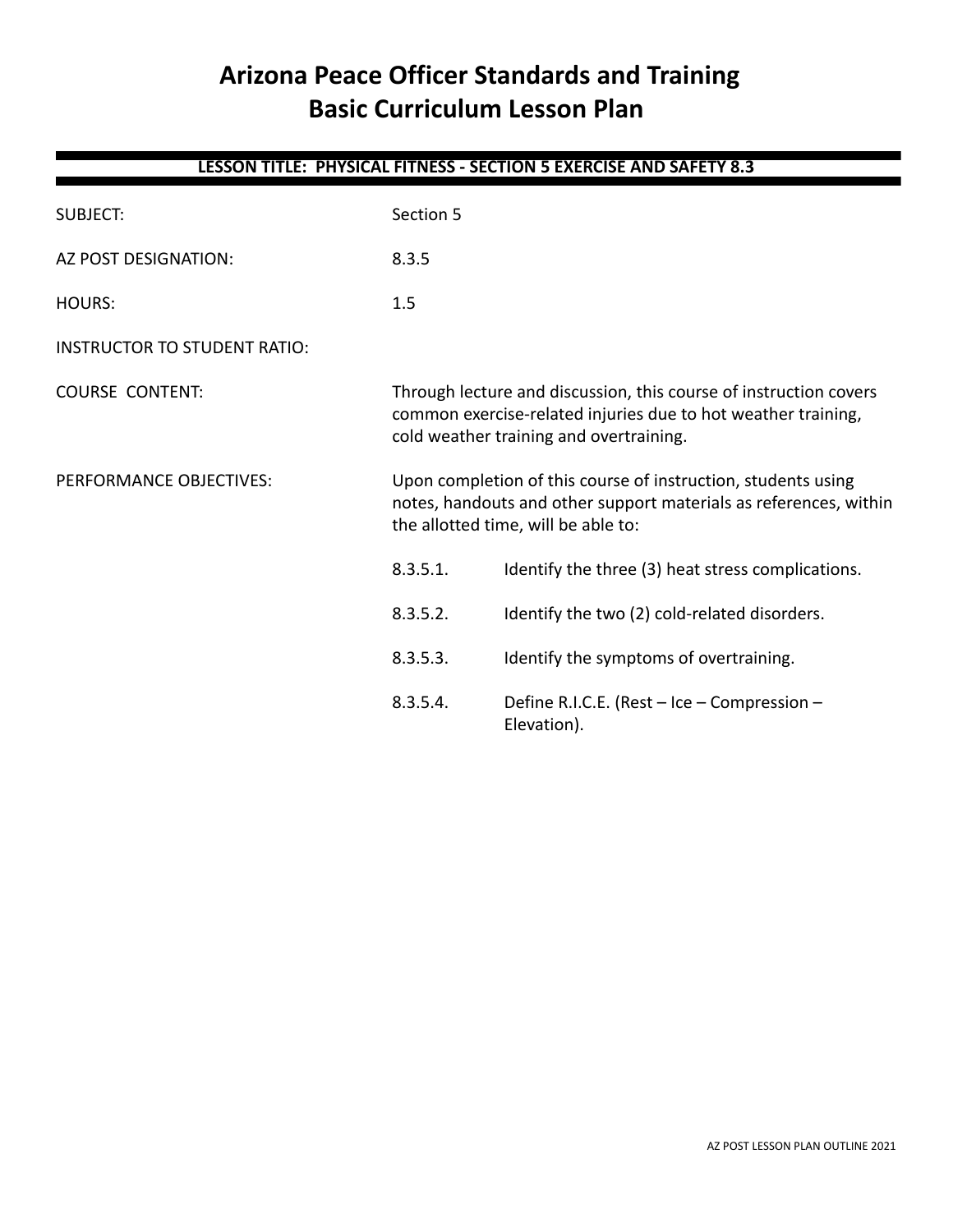# Arizona Peace Officer Standards and Training
# Basic Curriculum Lesson Plan

**LESSON TITLE: PHYSICAL FITNESS - SECTION 5 EXERCISE AND SAFETY 8.3**

| | |
|---|---|
| SUBJECT: | Section 5 |
| AZ POST DESIGNATION: | 8.3.5 |
| HOURS: | 1.5 |
| INSTRUCTOR TO STUDENT RATIO: | |
| COURSE CONTENT: | Through lecture and discussion, this course of instruction covers common exercise-related injuries due to hot weather training, cold weather training and overtraining. |
| PERFORMANCE OBJECTIVES: | Upon completion of this course of instruction, students using notes, handouts and other support materials as references, within the allotted time, will be able to: |

- 8.3.5.1. Identify the three (3) heat stress complications.
- 8.3.5.2. Identify the two (2) cold-related disorders.
- 8.3.5.3. Identify the symptoms of overtraining.
- 8.3.5.4. Define R.I.C.E. (Rest – Ice – Compression – Elevation).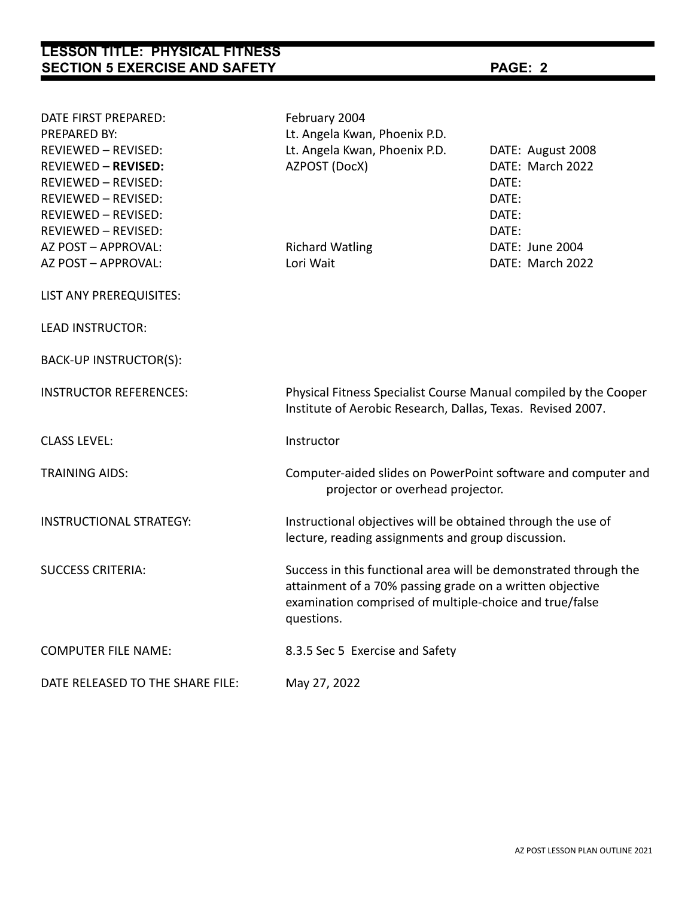| | | |
|---|---|---|
| DATE FIRST PREPARED: | February 2004 | |
| PREPARED BY: | Lt. Angela Kwan, Phoenix P.D. | |
| REVIEWED – REVISED: | Lt. Angela Kwan, Phoenix P.D. | DATE: August 2008 |
| REVIEWED – **REVISED:** | AZPOST (DocX) | DATE: March 2022 |
| REVIEWED – REVISED: | | DATE: |
| REVIEWED – REVISED: | | DATE: |
| REVIEWED – REVISED: | | DATE: |
| REVIEWED – REVISED: | | DATE: |
| AZ POST – APPROVAL: | Richard Watling | DATE: June 2004 |
| AZ POST – APPROVAL: | Lori Wait | DATE: March 2022 |

LIST ANY PREREQUISITES:

LEAD INSTRUCTOR:

BACK-UP INSTRUCTOR(S):

INSTRUCTOR REFERENCES: Physical Fitness Specialist Course Manual compiled by the Cooper Institute of Aerobic Research, Dallas, Texas. Revised 2007.

CLASS LEVEL: Instructor

TRAINING AIDS: Computer-aided slides on PowerPoint software and computer and projector or overhead projector.

INSTRUCTIONAL STRATEGY: Instructional objectives will be obtained through the use of lecture, reading assignments and group discussion.

SUCCESS CRITERIA: Success in this functional area will be demonstrated through the attainment of a 70% passing grade on a written objective examination comprised of multiple-choice and true/false questions.

COMPUTER FILE NAME: 8.3.5 Sec 5 Exercise and Safety

DATE RELEASED TO THE SHARE FILE: May 27, 2022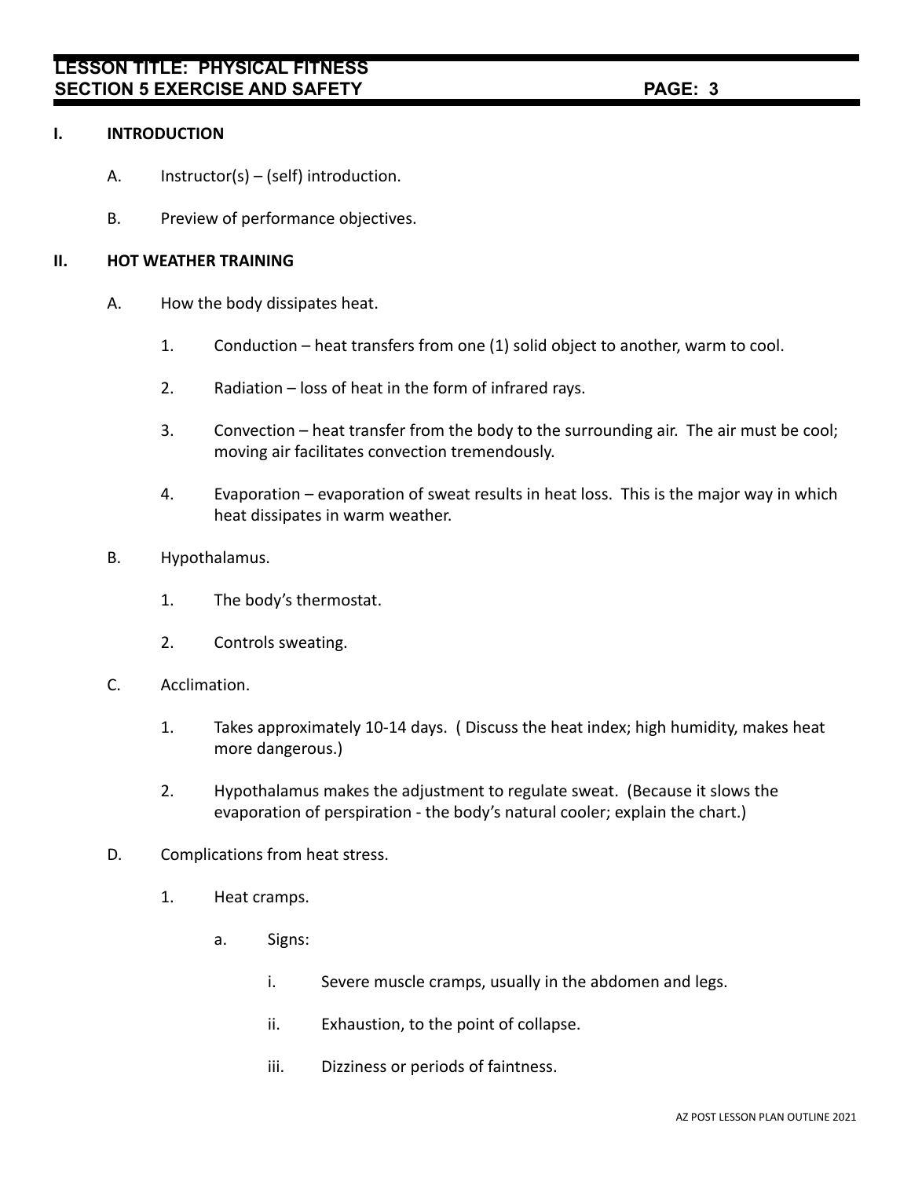## I. INTRODUCTION

A. Instructor(s) – (self) introduction.

B. Preview of performance objectives.

## II. HOT WEATHER TRAINING

A. How the body dissipates heat.

1. Conduction – heat transfers from one (1) solid object to another, warm to cool.

2. Radiation – loss of heat in the form of infrared rays.

3. Convection – heat transfer from the body to the surrounding air. The air must be cool; moving air facilitates convection tremendously.

4. Evaporation – evaporation of sweat results in heat loss. This is the major way in which heat dissipates in warm weather.

B. Hypothalamus.

1. The body's thermostat.

2. Controls sweating.

C. Acclimation.

1. Takes approximately 10-14 days. ( Discuss the heat index; high humidity, makes heat more dangerous.)

2. Hypothalamus makes the adjustment to regulate sweat. (Because it slows the evaporation of perspiration - the body's natural cooler; explain the chart.)

D. Complications from heat stress.

1. Heat cramps.

a. Signs:

i. Severe muscle cramps, usually in the abdomen and legs.

ii. Exhaustion, to the point of collapse.

iii. Dizziness or periods of faintness.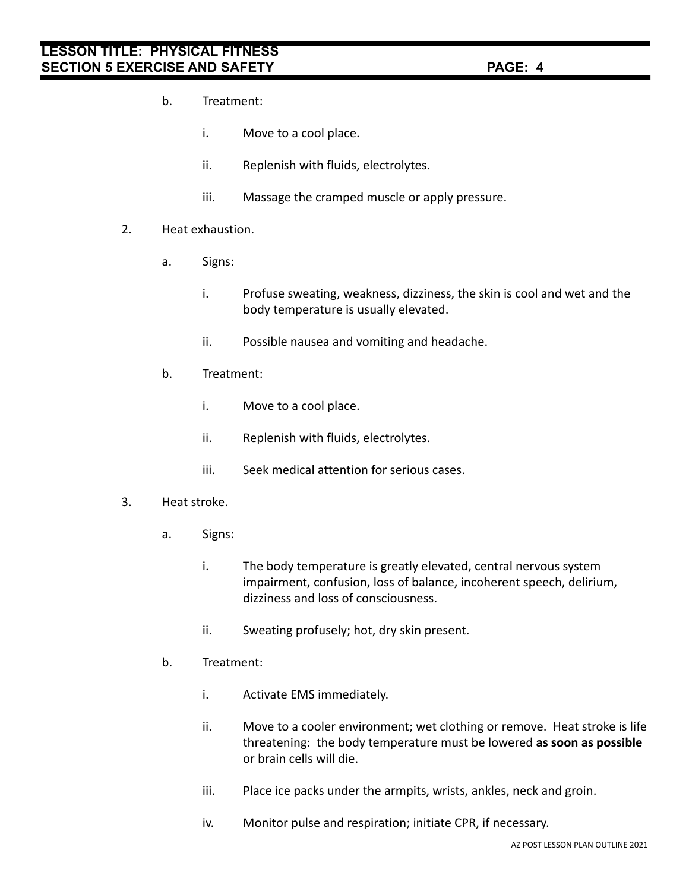b. Treatment:

   i. Move to a cool place.

   ii. Replenish with fluids, electrolytes.

   iii. Massage the cramped muscle or apply pressure.

2. Heat exhaustion.

   a. Signs:

      i. Profuse sweating, weakness, dizziness, the skin is cool and wet and the body temperature is usually elevated.

      ii. Possible nausea and vomiting and headache.

   b. Treatment:

      i. Move to a cool place.

      ii. Replenish with fluids, electrolytes.

      iii. Seek medical attention for serious cases.

3. Heat stroke.

   a. Signs:

      i. The body temperature is greatly elevated, central nervous system impairment, confusion, loss of balance, incoherent speech, delirium, dizziness and loss of consciousness.

      ii. Sweating profusely; hot, dry skin present.

   b. Treatment:

      i. Activate EMS immediately.

      ii. Move to a cooler environment; wet clothing or remove. Heat stroke is life threatening: the body temperature must be lowered **as soon as possible** or brain cells will die.

      iii. Place ice packs under the armpits, wrists, ankles, neck and groin.

      iv. Monitor pulse and respiration; initiate CPR, if necessary.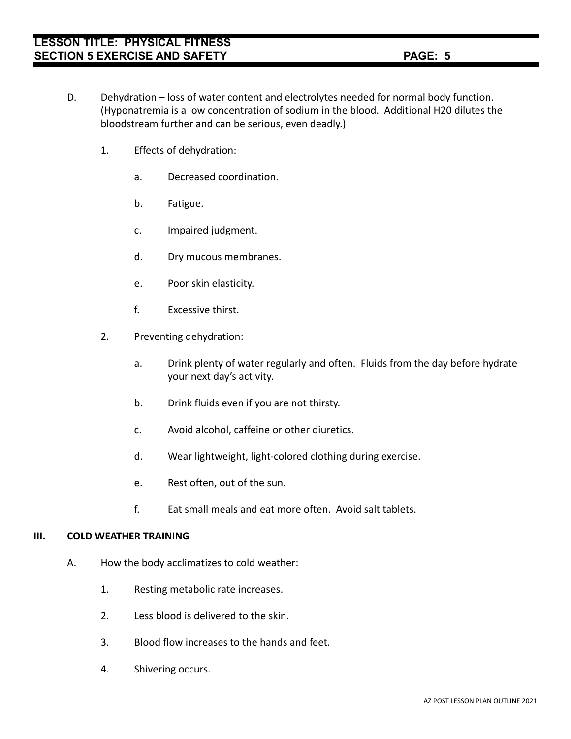D. Dehydration – loss of water content and electrolytes needed for normal body function. (Hyponatremia is a low concentration of sodium in the blood. Additional H20 dilutes the bloodstream further and can be serious, even deadly.)

1. Effects of dehydration:

   a. Decreased coordination.

   b. Fatigue.

   c. Impaired judgment.

   d. Dry mucous membranes.

   e. Poor skin elasticity.

   f. Excessive thirst.

2. Preventing dehydration:

   a. Drink plenty of water regularly and often. Fluids from the day before hydrate your next day's activity.

   b. Drink fluids even if you are not thirsty.

   c. Avoid alcohol, caffeine or other diuretics.

   d. Wear lightweight, light-colored clothing during exercise.

   e. Rest often, out of the sun.

   f. Eat small meals and eat more often. Avoid salt tablets.

## III. COLD WEATHER TRAINING

A. How the body acclimatizes to cold weather:

1. Resting metabolic rate increases.

2. Less blood is delivered to the skin.

3. Blood flow increases to the hands and feet.

4. Shivering occurs.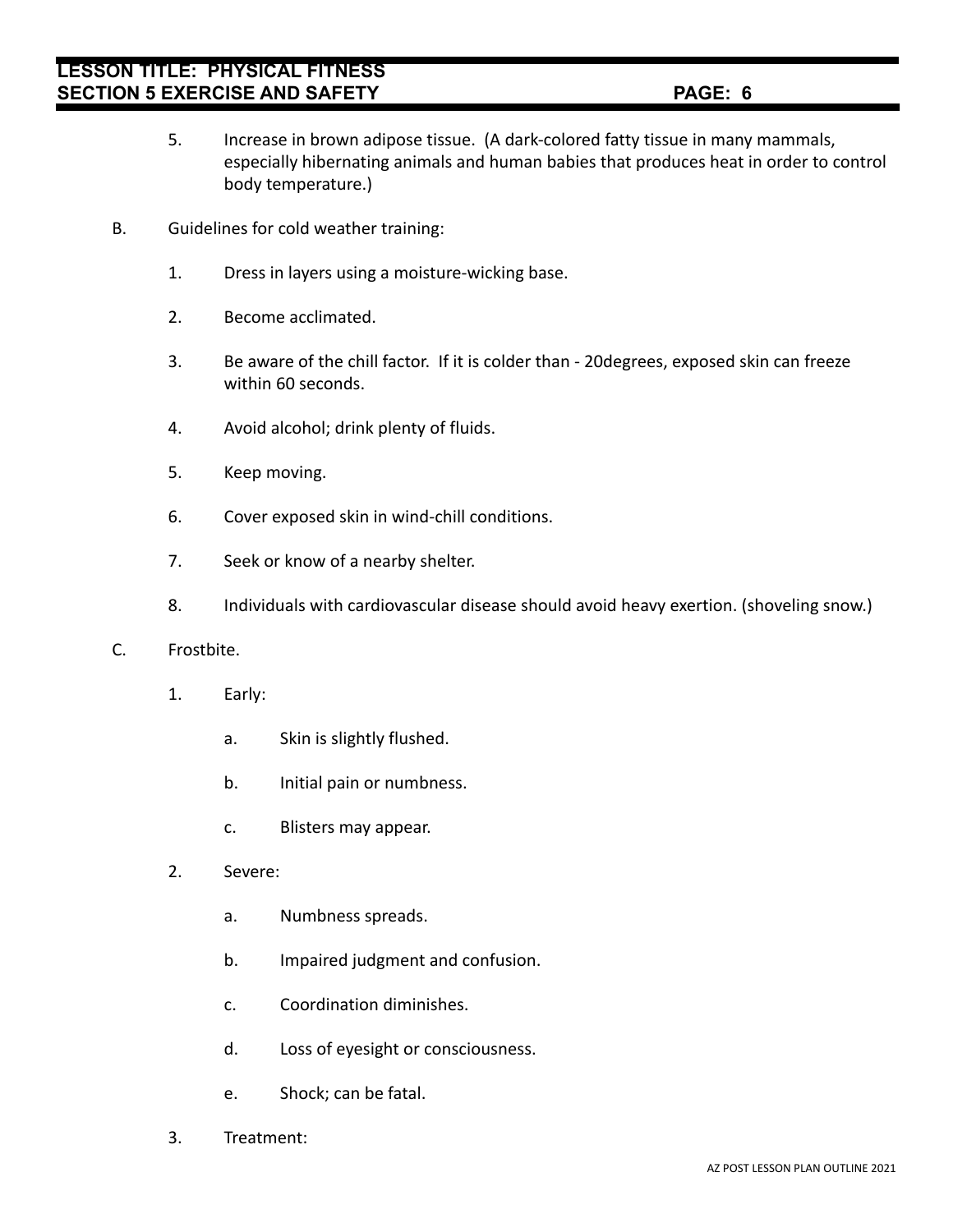5. Increase in brown adipose tissue. (A dark-colored fatty tissue in many mammals, especially hibernating animals and human babies that produces heat in order to control body temperature.)

B. Guidelines for cold weather training:

   1. Dress in layers using a moisture-wicking base.

   2. Become acclimated.

   3. Be aware of the chill factor. If it is colder than - 20degrees, exposed skin can freeze within 60 seconds.

   4. Avoid alcohol; drink plenty of fluids.

   5. Keep moving.

   6. Cover exposed skin in wind-chill conditions.

   7. Seek or know of a nearby shelter.

   8. Individuals with cardiovascular disease should avoid heavy exertion. (shoveling snow.)

C. Frostbite.

   1. Early:

      a. Skin is slightly flushed.

      b. Initial pain or numbness.

      c. Blisters may appear.

   2. Severe:

      a. Numbness spreads.

      b. Impaired judgment and confusion.

      c. Coordination diminishes.

      d. Loss of eyesight or consciousness.

      e. Shock; can be fatal.

   3. Treatment: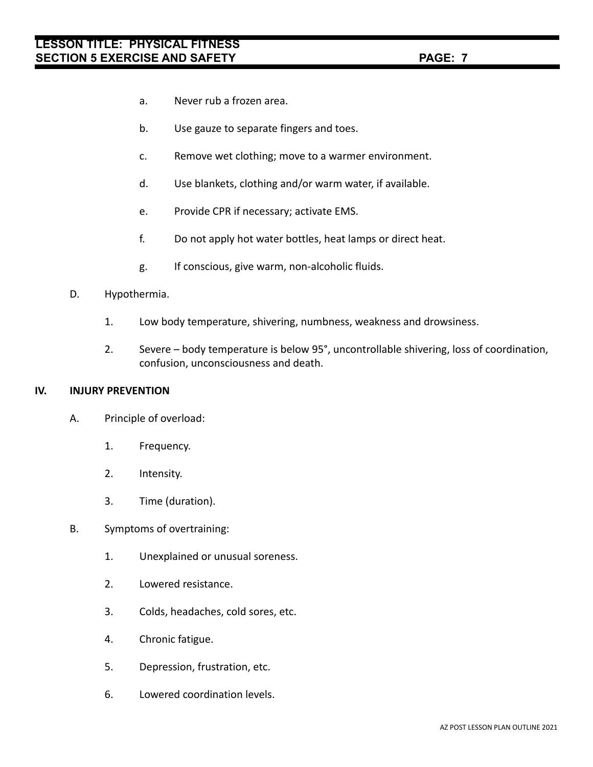a. Never rub a frozen area.

b. Use gauze to separate fingers and toes.

c. Remove wet clothing; move to a warmer environment.

d. Use blankets, clothing and/or warm water, if available.

e. Provide CPR if necessary; activate EMS.

f. Do not apply hot water bottles, heat lamps or direct heat.

g. If conscious, give warm, non-alcoholic fluids.

D. Hypothermia.

1. Low body temperature, shivering, numbness, weakness and drowsiness.

2. Severe – body temperature is below 95°, uncontrollable shivering, loss of coordination, confusion, unconsciousness and death.

## IV. INJURY PREVENTION

A. Principle of overload:

1. Frequency.

2. Intensity.

3. Time (duration).

B. Symptoms of overtraining:

1. Unexplained or unusual soreness.

2. Lowered resistance.

3. Colds, headaches, cold sores, etc.

4. Chronic fatigue.

5. Depression, frustration, etc.

6. Lowered coordination levels.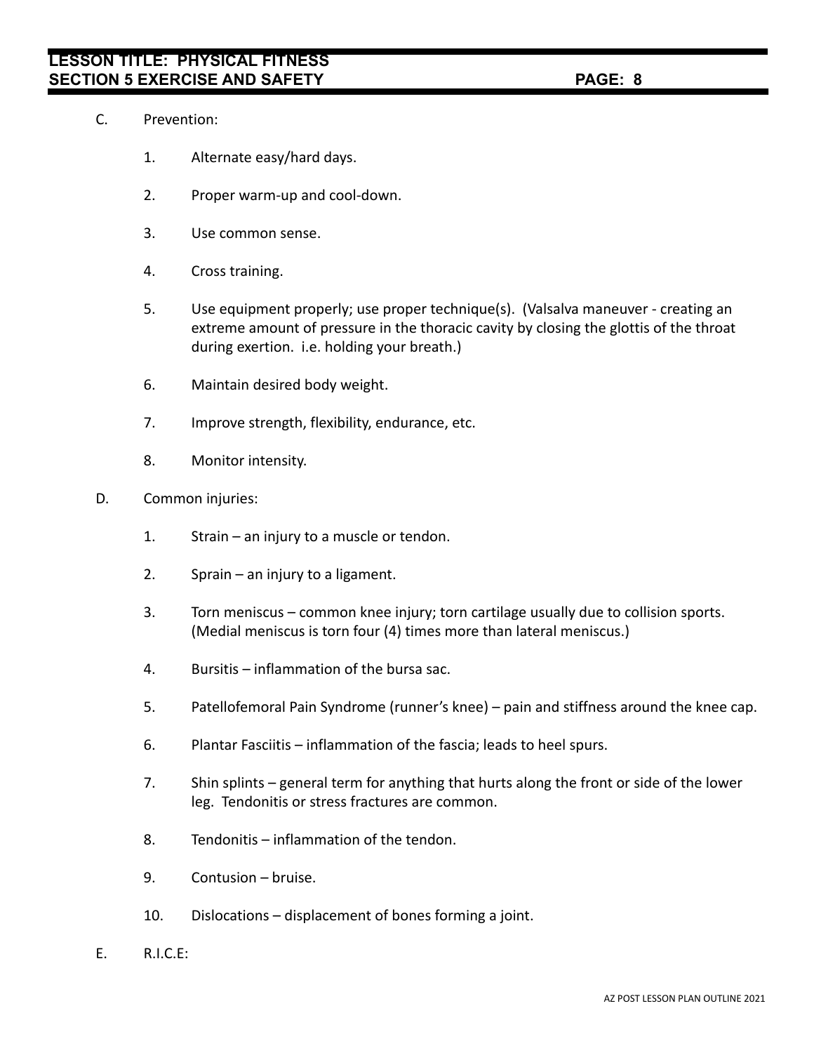C. Prevention:

   1. Alternate easy/hard days.

   2. Proper warm-up and cool-down.

   3. Use common sense.

   4. Cross training.

   5. Use equipment properly; use proper technique(s). (Valsalva maneuver - creating an extreme amount of pressure in the thoracic cavity by closing the glottis of the throat during exertion. i.e. holding your breath.)

   6. Maintain desired body weight.

   7. Improve strength, flexibility, endurance, etc.

   8. Monitor intensity.

D. Common injuries:

   1. Strain – an injury to a muscle or tendon.

   2. Sprain – an injury to a ligament.

   3. Torn meniscus – common knee injury; torn cartilage usually due to collision sports. (Medial meniscus is torn four (4) times more than lateral meniscus.)

   4. Bursitis – inflammation of the bursa sac.

   5. Patellofemoral Pain Syndrome (runner's knee) – pain and stiffness around the knee cap.

   6. Plantar Fasciitis – inflammation of the fascia; leads to heel spurs.

   7. Shin splints – general term for anything that hurts along the front or side of the lower leg. Tendonitis or stress fractures are common.

   8. Tendonitis – inflammation of the tendon.

   9. Contusion – bruise.

   10. Dislocations – displacement of bones forming a joint.

E. R.I.C.E: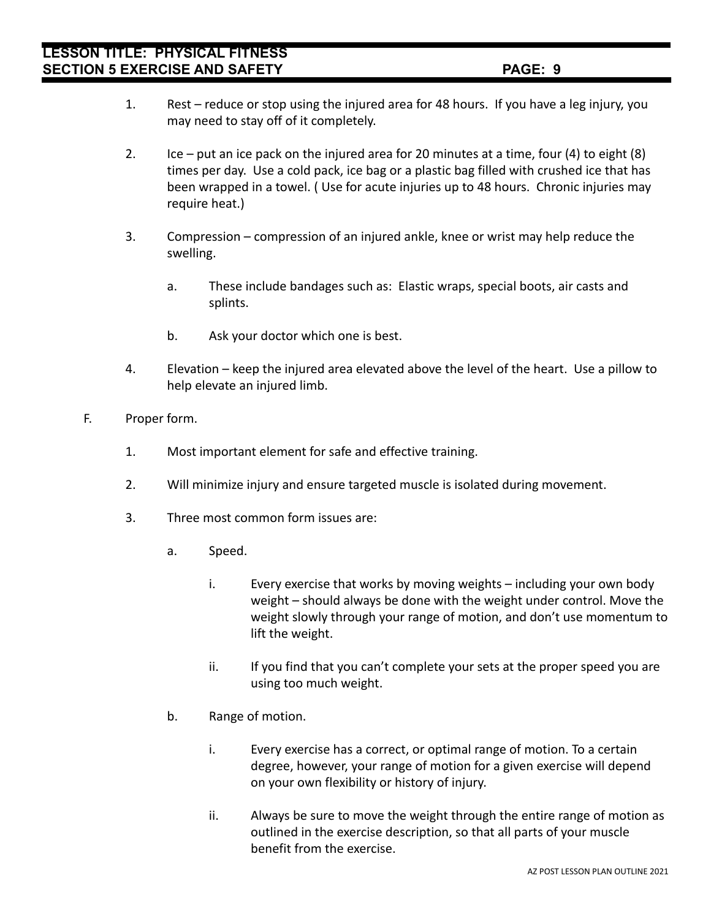1. Rest – reduce or stop using the injured area for 48 hours. If you have a leg injury, you may need to stay off of it completely.

2. Ice – put an ice pack on the injured area for 20 minutes at a time, four (4) to eight (8) times per day. Use a cold pack, ice bag or a plastic bag filled with crushed ice that has been wrapped in a towel. ( Use for acute injuries up to 48 hours. Chronic injuries may require heat.)

3. Compression – compression of an injured ankle, knee or wrist may help reduce the swelling.

    a. These include bandages such as: Elastic wraps, special boots, air casts and splints.

    b. Ask your doctor which one is best.

4. Elevation – keep the injured area elevated above the level of the heart. Use a pillow to help elevate an injured limb.

F. Proper form.

1. Most important element for safe and effective training.

2. Will minimize injury and ensure targeted muscle is isolated during movement.

3. Three most common form issues are:

    a. Speed.

        i. Every exercise that works by moving weights – including your own body weight – should always be done with the weight under control. Move the weight slowly through your range of motion, and don't use momentum to lift the weight.

        ii. If you find that you can't complete your sets at the proper speed you are using too much weight.

    b. Range of motion.

        i. Every exercise has a correct, or optimal range of motion. To a certain degree, however, your range of motion for a given exercise will depend on your own flexibility or history of injury.

        ii. Always be sure to move the weight through the entire range of motion as outlined in the exercise description, so that all parts of your muscle benefit from the exercise.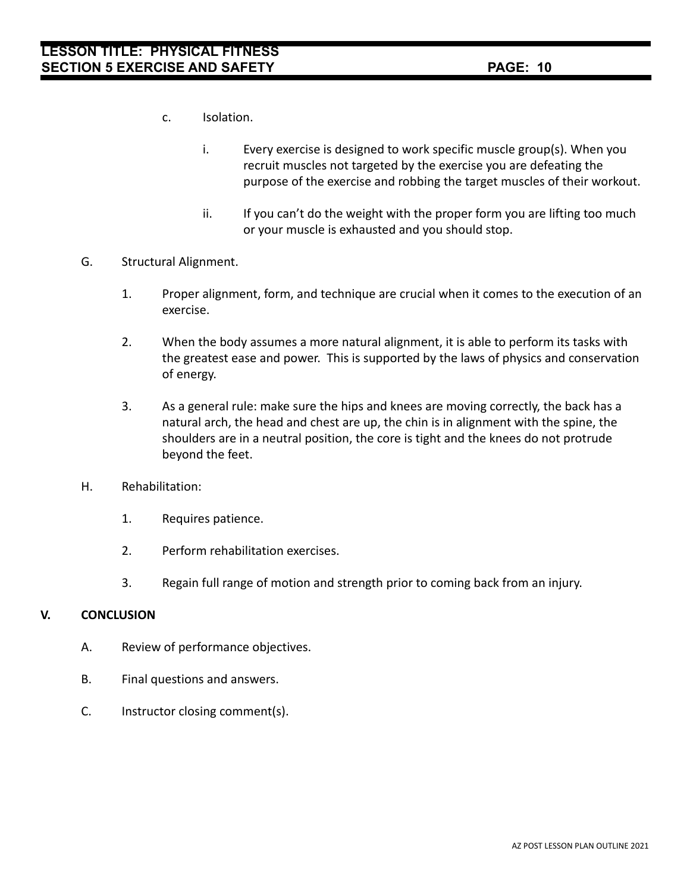c. Isolation.

i. Every exercise is designed to work specific muscle group(s). When you recruit muscles not targeted by the exercise you are defeating the purpose of the exercise and robbing the target muscles of their workout.

ii. If you can't do the weight with the proper form you are lifting too much or your muscle is exhausted and you should stop.

G. Structural Alignment.

1. Proper alignment, form, and technique are crucial when it comes to the execution of an exercise.

2. When the body assumes a more natural alignment, it is able to perform its tasks with the greatest ease and power. This is supported by the laws of physics and conservation of energy.

3. As a general rule: make sure the hips and knees are moving correctly, the back has a natural arch, the head and chest are up, the chin is in alignment with the spine, the shoulders are in a neutral position, the core is tight and the knees do not protrude beyond the feet.

H. Rehabilitation:

1. Requires patience.

2. Perform rehabilitation exercises.

3. Regain full range of motion and strength prior to coming back from an injury.

## V. CONCLUSION

A. Review of performance objectives.

B. Final questions and answers.

C. Instructor closing comment(s).